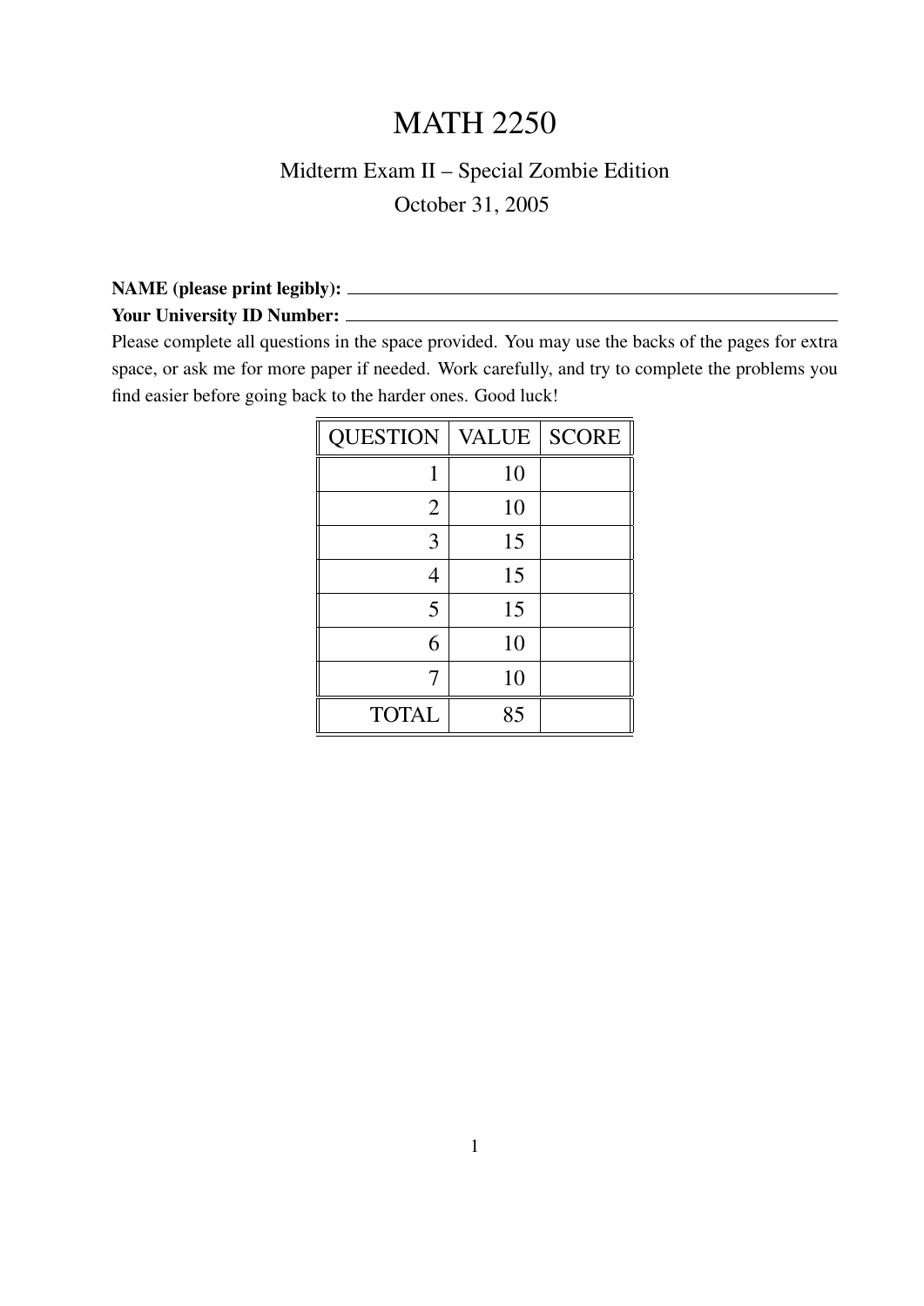# MATH 2250

## Midterm Exam II – Special Zombie Edition

October 31, 2005

**NAME (please print legibly):** ______________________________

**Your University ID Number:** ______________________________

Please complete all questions in the space provided. You may use the backs of the pages for extra space, or ask me for more paper if needed. Work carefully, and try to complete the problems you find easier before going back to the harder ones. Good luck!

| QUESTION | VALUE | SCORE |
|---|---|---|
| 1 | 10 | |
| 2 | 10 | |
| 3 | 15 | |
| 4 | 15 | |
| 5 | 15 | |
| 6 | 10 | |
| 7 | 10 | |
| TOTAL | 85 | |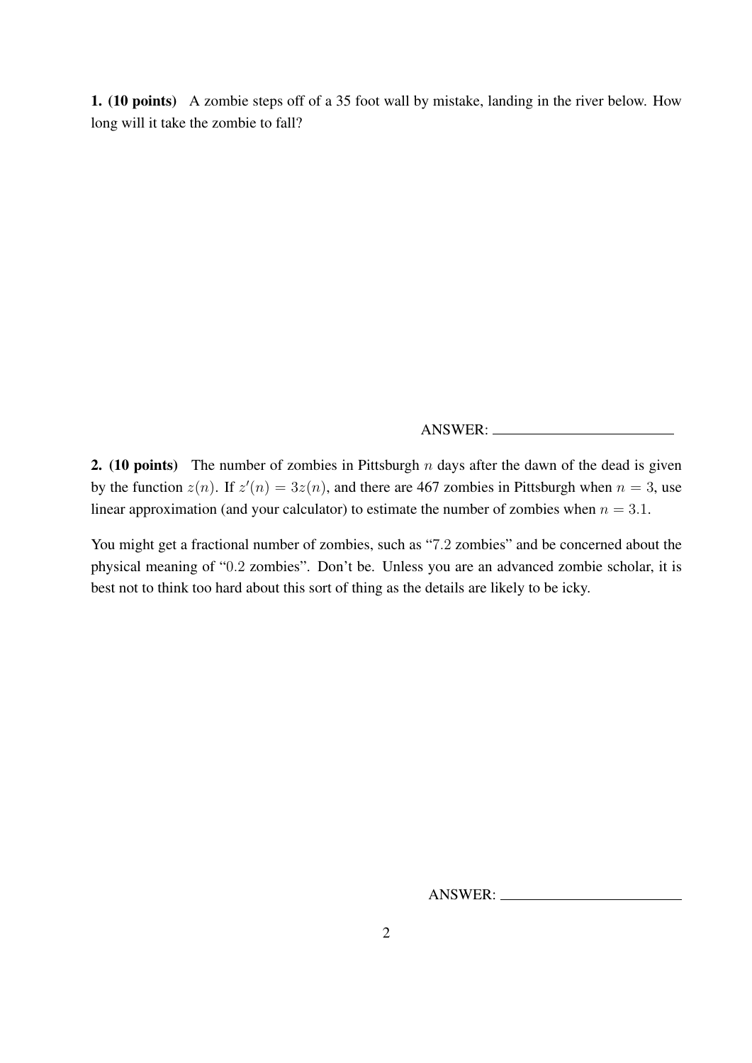**1. (10 points)** A zombie steps off of a 35 foot wall by mistake, landing in the river below. How long will it take the zombie to fall?

ANSWER: ____________________

**2. (10 points)** The number of zombies in Pittsburgh $n$ days after the dawn of the dead is given by the function $z(n)$. If $z'(n) = 3z(n)$, and there are 467 zombies in Pittsburgh when $n = 3$, use linear approximation (and your calculator) to estimate the number of zombies when $n = 3.1$.

You might get a fractional number of zombies, such as "$7.2$ zombies" and be concerned about the physical meaning of "$0.2$ zombies". Don't be. Unless you are an advanced zombie scholar, it is best not to think too hard about this sort of thing as the details are likely to be icky.

ANSWER: ____________________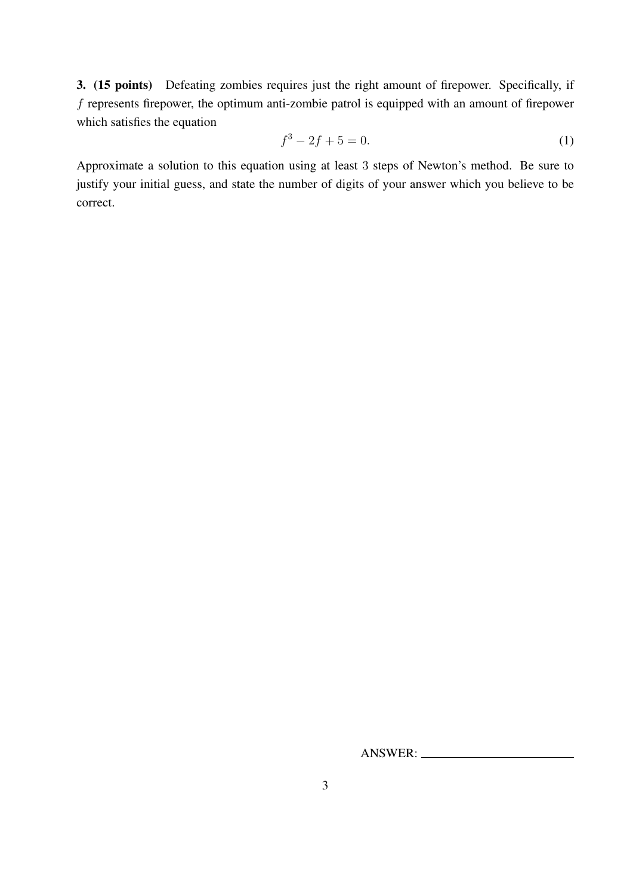**3. (15 points)** Defeating zombies requires just the right amount of firepower. Specifically, if $f$ represents firepower, the optimum anti-zombie patrol is equipped with an amount of firepower which satisfies the equation

$$f^3 - 2f + 5 = 0. \tag{1}$$

Approximate a solution to this equation using at least 3 steps of Newton's method. Be sure to justify your initial guess, and state the number of digits of your answer which you believe to be correct.

ANSWER: ____________________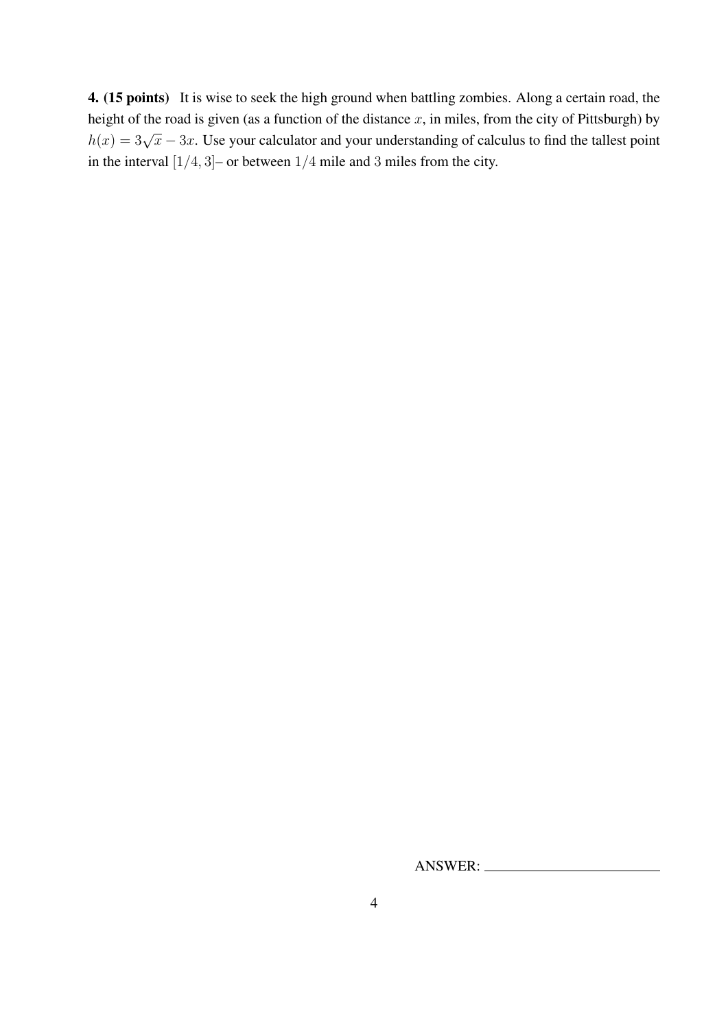**4. (15 points)** It is wise to seek the high ground when battling zombies. Along a certain road, the height of the road is given (as a function of the distance $x$, in miles, from the city of Pittsburgh) by $h(x) = 3\sqrt{x} - 3x$. Use your calculator and your understanding of calculus to find the tallest point in the interval $[1/4, 3]$– or between $1/4$ mile and $3$ miles from the city.

ANSWER: ________________________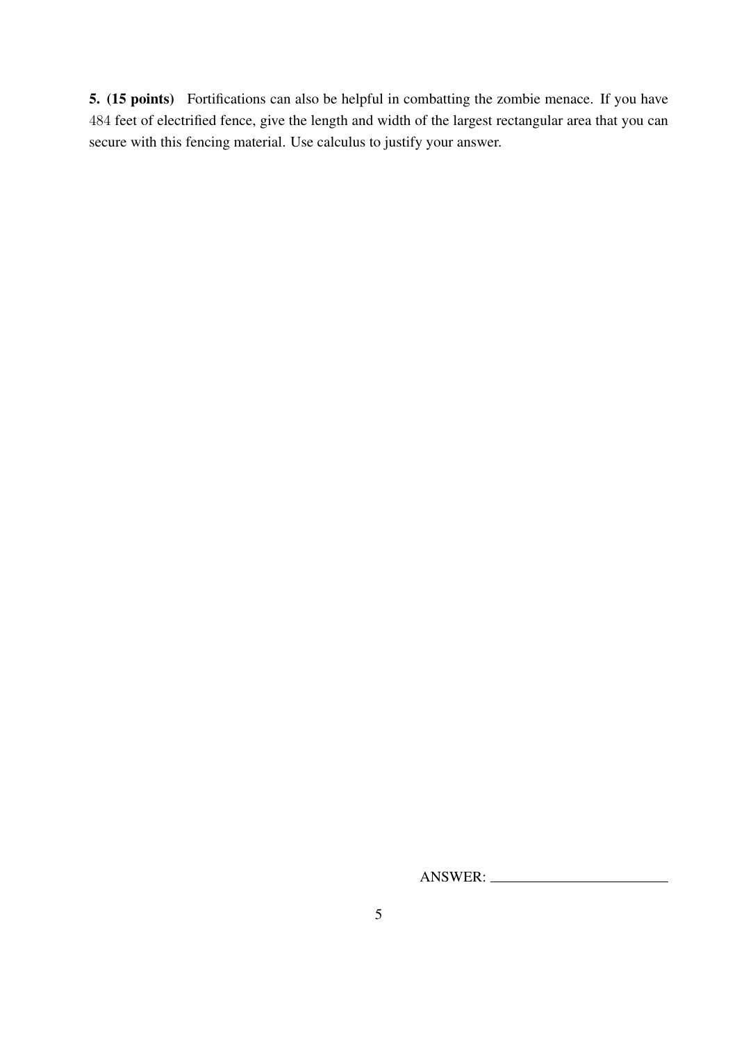**5. (15 points)** Fortifications can also be helpful in combatting the zombie menace. If you have 484 feet of electrified fence, give the length and width of the largest rectangular area that you can secure with this fencing material. Use calculus to justify your answer.

ANSWER: ______________________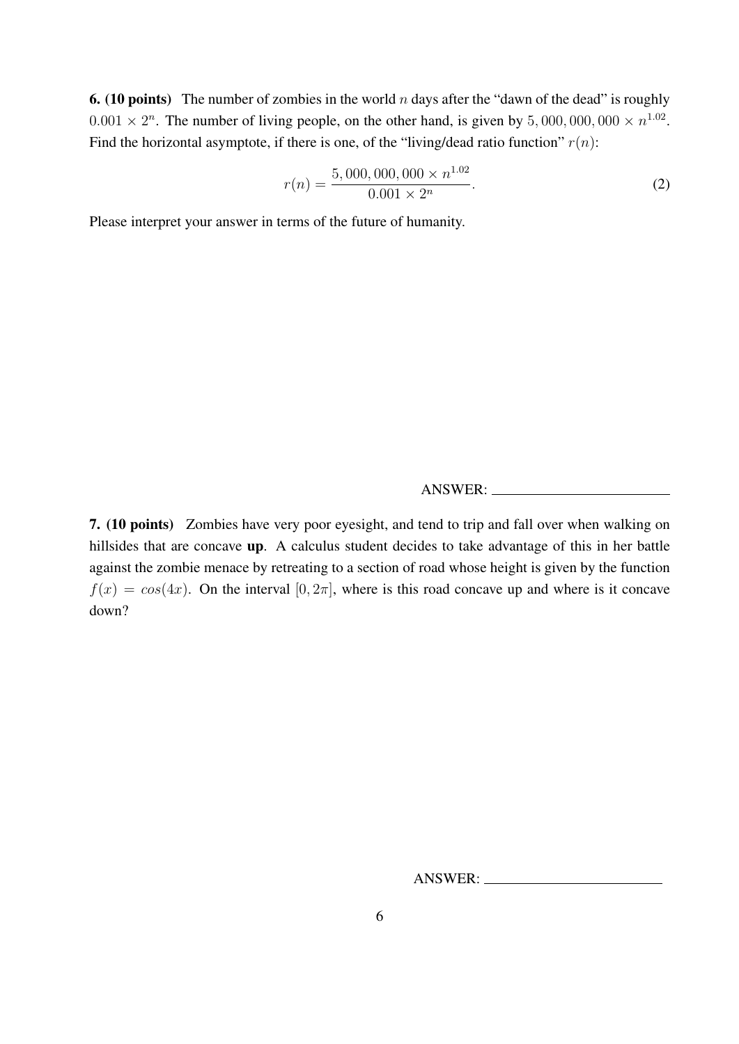**6. (10 points)** The number of zombies in the world $n$ days after the "dawn of the dead" is roughly $0.001 \times 2^n$. The number of living people, on the other hand, is given by $5,000,000,000 \times n^{1.02}$. Find the horizontal asymptote, if there is one, of the "living/dead ratio function" $r(n)$:

$$r(n) = \frac{5,000,000,000 \times n^{1.02}}{0.001 \times 2^n}. \tag{2}$$

Please interpret your answer in terms of the future of humanity.

ANSWER: ____________________

**7. (10 points)** Zombies have very poor eyesight, and tend to trip and fall over when walking on hillsides that are concave **up**. A calculus student decides to take advantage of this in her battle against the zombie menace by retreating to a section of road whose height is given by the function $f(x) = cos(4x)$. On the interval $[0, 2\pi]$, where is this road concave up and where is it concave down?

ANSWER: ____________________